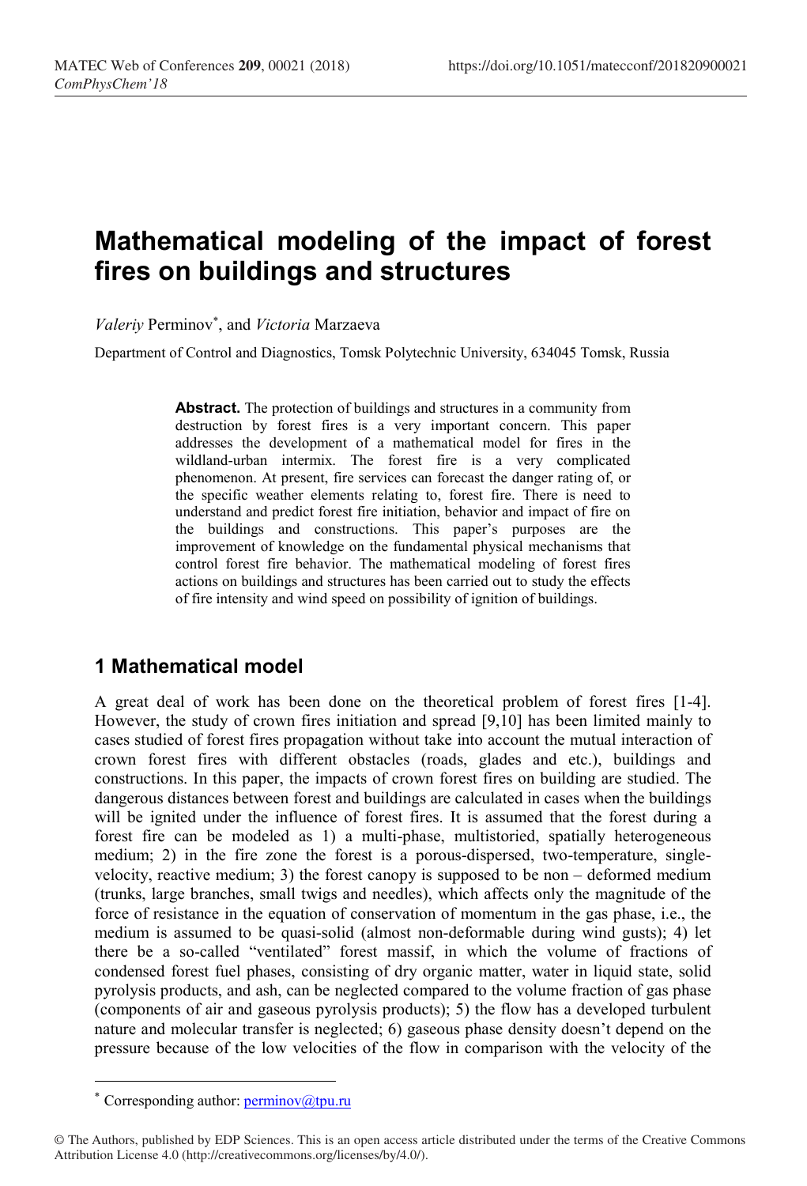# Mathematical modeling of the impact of forest fires on buildings and structures

*Valeriy* Perminov*, and *Victoria* Marzaeva

Department of Control and Diagnostics, Tomsk Polytechnic University, 634045 Tomsk, Russia

**Abstract.** The protection of buildings and structures in a community from destruction by forest fires is a very important concern. This paper addresses the development of a mathematical model for fires in the wildland-urban intermix. The forest fire is a very complicated phenomenon. At present, fire services can forecast the danger rating of, or the specific weather elements relating to, forest fire. There is need to understand and predict forest fire initiation, behavior and impact of fire on the buildings and constructions. This paper's purposes are the improvement of knowledge on the fundamental physical mechanisms that control forest fire behavior. The mathematical modeling of forest fires actions on buildings and structures has been carried out to study the effects of fire intensity and wind speed on possibility of ignition of buildings.

## 1 Mathematical model

A great deal of work has been done on the theoretical problem of forest fires [1-4]. However, the study of crown fires initiation and spread [9,10] has been limited mainly to cases studied of forest fires propagation without take into account the mutual interaction of crown forest fires with different obstacles (roads, glades and etc.), buildings and constructions. In this paper, the impacts of crown forest fires on building are studied. The dangerous distances between forest and buildings are calculated in cases when the buildings will be ignited under the influence of forest fires. It is assumed that the forest during a forest fire can be modeled as 1) a multi-phase, multistoried, spatially heterogeneous medium; 2) in the fire zone the forest is a porous-dispersed, two-temperature, single-velocity, reactive medium; 3) the forest canopy is supposed to be non – deformed medium (trunks, large branches, small twigs and needles), which affects only the magnitude of the force of resistance in the equation of conservation of momentum in the gas phase, i.e., the medium is assumed to be quasi-solid (almost non-deformable during wind gusts); 4) let there be a so-called "ventilated" forest massif, in which the volume of fractions of condensed forest fuel phases, consisting of dry organic matter, water in liquid state, solid pyrolysis products, and ash, can be neglected compared to the volume fraction of gas phase (components of air and gaseous pyrolysis products); 5) the flow has a developed turbulent nature and molecular transfer is neglected; 6) gaseous phase density doesn't depend on the pressure because of the low velocities of the flow in comparison with the velocity of the

* Corresponding author: perminov@tpu.ru

© The Authors, published by EDP Sciences. This is an open access article distributed under the terms of the Creative Commons Attribution License 4.0 (http://creativecommons.org/licenses/by/4.0/).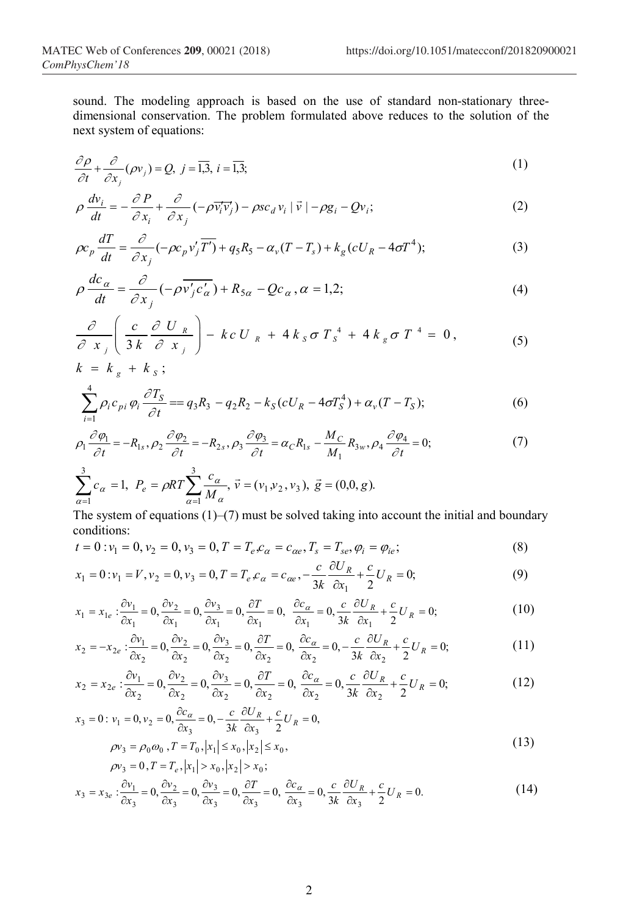sound. The modeling approach is based on the use of standard non-stationary three-dimensional conservation. The problem formulated above reduces to the solution of the next system of equations:

$$\frac{\partial \rho}{\partial t}+\frac{\partial}{\partial x_j}(\rho v_j)=Q,\; j=\overline{1,3},\; i=\overline{1,3}; \tag{1}$$

$$\rho\frac{dv_i}{dt}=-\frac{\partial P}{\partial x_i}+\frac{\partial}{\partial x_j}(-\rho\overline{v_i'v_j'})-\rho s c_d v_i\,|\vec{v}\,|-\rho g_i-Qv_i; \tag{2}$$

$$\rho c_p\frac{dT}{dt}=\frac{\partial}{\partial x_j}(-\rho c_p\overline{v_j'T'})+q_5R_5-\alpha_v(T-T_s)+k_g(cU_R-4\sigma T^4); \tag{3}$$

$$\rho\frac{dc_\alpha}{dt}=\frac{\partial}{\partial x_j}(-\rho\overline{v_j'c_\alpha'})+R_{5\alpha}-Qc_\alpha,\; \alpha=1,2; \tag{4}$$

$$\frac{\partial}{\partial x_j}\left(\frac{c}{3k}\frac{\partial U_R}{\partial x_j}\right)-kcU_R+4k_S\sigma T_S^4+4k_g\sigma T^4=0, \tag{5}$$

$$k=k_g+k_S;$$

$$\sum_{i=1}^{4}\rho_i c_{pi}\varphi_i\frac{\partial T_S}{\partial t}==q_3R_3-q_2R_2-k_S(cU_R-4\sigma T_S^4)+\alpha_v(T-T_S); \tag{6}$$

$$\rho_1\frac{\partial\varphi_1}{\partial t}=-R_{1s},\;\rho_2\frac{\partial\varphi_2}{\partial t}=-R_{2s},\;\rho_3\frac{\partial\varphi_3}{\partial t}=\alpha_C R_{1s}-\frac{M_C}{M_1}R_{3w},\;\rho_4\frac{\partial\varphi_4}{\partial t}=0; \tag{7}$$

$$\sum_{\alpha=1}^{3}c_\alpha=1,\; P_e=\rho RT\sum_{\alpha=1}^{3}\frac{c_\alpha}{M_\alpha},\;\vec{v}=(v_1,v_2,v_3),\;\vec{g}=(0,0,g).$$

The system of equations (1)–(7) must be solved taking into account the initial and boundary conditions:

$$t=0: v_1=0, v_2=0, v_3=0, T=T_e, c_\alpha=c_{\alpha e}, T_s=T_{se}, \varphi_i=\varphi_{ie}; \tag{8}$$

$$x_1=0: v_1=V, v_2=0, v_3=0, T=T_e, c_\alpha=c_{\alpha e}, -\frac{c}{3k}\frac{\partial U_R}{\partial x_1}+\frac{c}{2}U_R=0; \tag{9}$$

$$x_1=x_{1e}: \frac{\partial v_1}{\partial x_1}=0, \frac{\partial v_2}{\partial x_1}=0, \frac{\partial v_3}{\partial x_1}=0, \frac{\partial T}{\partial x_1}=0, \frac{\partial c_\alpha}{\partial x_1}=0, \frac{c}{3k}\frac{\partial U_R}{\partial x_1}+\frac{c}{2}U_R=0; \tag{10}$$

$$x_2=-x_{2e}: \frac{\partial v_1}{\partial x_2}=0, \frac{\partial v_2}{\partial x_2}=0, \frac{\partial v_3}{\partial x_2}=0, \frac{\partial T}{\partial x_2}=0, \frac{\partial c_\alpha}{\partial x_2}=0, -\frac{c}{3k}\frac{\partial U_R}{\partial x_2}+\frac{c}{2}U_R=0; \tag{11}$$

$$x_2=x_{2e}: \frac{\partial v_1}{\partial x_2}=0, \frac{\partial v_2}{\partial x_2}=0, \frac{\partial v_3}{\partial x_2}=0, \frac{\partial T}{\partial x_2}=0, \frac{\partial c_\alpha}{\partial x_2}=0, \frac{c}{3k}\frac{\partial U_R}{\partial x_2}+\frac{c}{2}U_R=0; \tag{12}$$

$$\begin{aligned} x_3=0:\; & v_1=0, v_2=0, \frac{\partial c_\alpha}{\partial x_3}=0, -\frac{c}{3k}\frac{\partial U_R}{\partial x_3}+\frac{c}{2}U_R=0, \\ & \rho v_3=\rho_0\omega_0, T=T_0, |x_1|\le x_0, |x_2|\le x_0, \\ & \rho v_3=0, T=T_e, |x_1|>x_0, |x_2|>x_0; \end{aligned} \tag{13}$$

$$x_3=x_{3e}: \frac{\partial v_1}{\partial x_3}=0, \frac{\partial v_2}{\partial x_3}=0, \frac{\partial v_3}{\partial x_3}=0, \frac{\partial T}{\partial x_3}=0, \frac{\partial c_\alpha}{\partial x_3}=0, \frac{c}{3k}\frac{\partial U_R}{\partial x_3}+\frac{c}{2}U_R=0. \tag{14}$$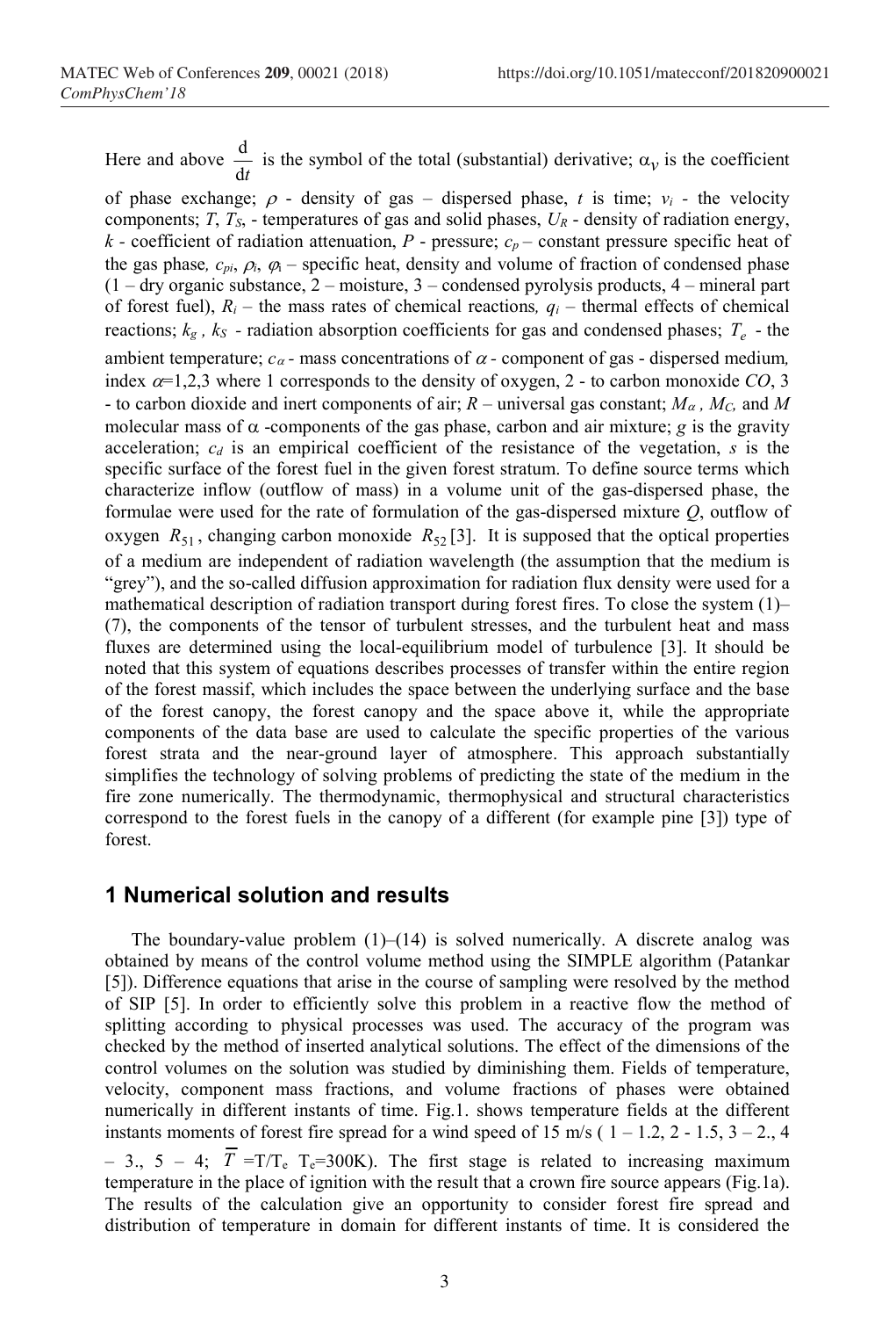Here and above $\frac{\mathrm{d}}{\mathrm{d}t}$ is the symbol of the total (substantial) derivative; $\alpha_v$ is the coefficient of phase exchange; $\rho$ - density of gas – dispersed phase, $t$ is time; $v_i$ - the velocity components; $T$, $T_S$, - temperatures of gas and solid phases, $U_R$ - density of radiation energy, $k$ - coefficient of radiation attenuation, $P$ - pressure; $c_p$ – constant pressure specific heat of the gas phase, $c_{pi}$, $\rho_i$, $\varphi_i$ – specific heat, density and volume of fraction of condensed phase (1 – dry organic substance, 2 – moisture, 3 – condensed pyrolysis products, 4 – mineral part of forest fuel), $R_i$ – the mass rates of chemical reactions, $q_i$ – thermal effects of chemical reactions; $k_g$ , $k_S$ - radiation absorption coefficients for gas and condensed phases; $T_e$ - the ambient temperature; $c_\alpha$ - mass concentrations of $\alpha$ - component of gas - dispersed medium, index $\alpha$=1,2,3 where 1 corresponds to the density of oxygen, 2 - to carbon monoxide $CO$, 3 - to carbon dioxide and inert components of air; $R$ – universal gas constant; $M_\alpha$ , $M_C$, and $M$ molecular mass of $\alpha$ -components of the gas phase, carbon and air mixture; $g$ is the gravity acceleration; $c_d$ is an empirical coefficient of the resistance of the vegetation, $s$ is the specific surface of the forest fuel in the given forest stratum. To define source terms which characterize inflow (outflow of mass) in a volume unit of the gas-dispersed phase, the formulae were used for the rate of formulation of the gas-dispersed mixture $Q$, outflow of oxygen $R_{51}$, changing carbon monoxide $R_{52}$ [3]. It is supposed that the optical properties of a medium are independent of radiation wavelength (the assumption that the medium is "grey"), and the so-called diffusion approximation for radiation flux density were used for a mathematical description of radiation transport during forest fires. To close the system (1)–(7), the components of the tensor of turbulent stresses, and the turbulent heat and mass fluxes are determined using the local-equilibrium model of turbulence [3]. It should be noted that this system of equations describes processes of transfer within the entire region of the forest massif, which includes the space between the underlying surface and the base of the forest canopy, the forest canopy and the space above it, while the appropriate components of the data base are used to calculate the specific properties of the various forest strata and the near-ground layer of atmosphere. This approach substantially simplifies the technology of solving problems of predicting the state of the medium in the fire zone numerically. The thermodynamic, thermophysical and structural characteristics correspond to the forest fuels in the canopy of a different (for example pine [3]) type of forest.

## 1 Numerical solution and results

The boundary-value problem (1)–(14) is solved numerically. A discrete analog was obtained by means of the control volume method using the SIMPLE algorithm (Patankar [5]). Difference equations that arise in the course of sampling were resolved by the method of SIP [5]. In order to efficiently solve this problem in a reactive flow the method of splitting according to physical processes was used. The accuracy of the program was checked by the method of inserted analytical solutions. The effect of the dimensions of the control volumes on the solution was studied by diminishing them. Fields of temperature, velocity, component mass fractions, and volume fractions of phases were obtained numerically in different instants of time. Fig.1. shows temperature fields at the different instants moments of forest fire spread for a wind speed of 15 m/s ( 1 – 1.2, 2 - 1.5, 3 – 2., 4 – 3., 5 – 4; $\overline{T}$ =T/T$_e$ T$_e$=300K). The first stage is related to increasing maximum temperature in the place of ignition with the result that a crown fire source appears (Fig.1a). The results of the calculation give an opportunity to consider forest fire spread and distribution of temperature in domain for different instants of time. It is considered the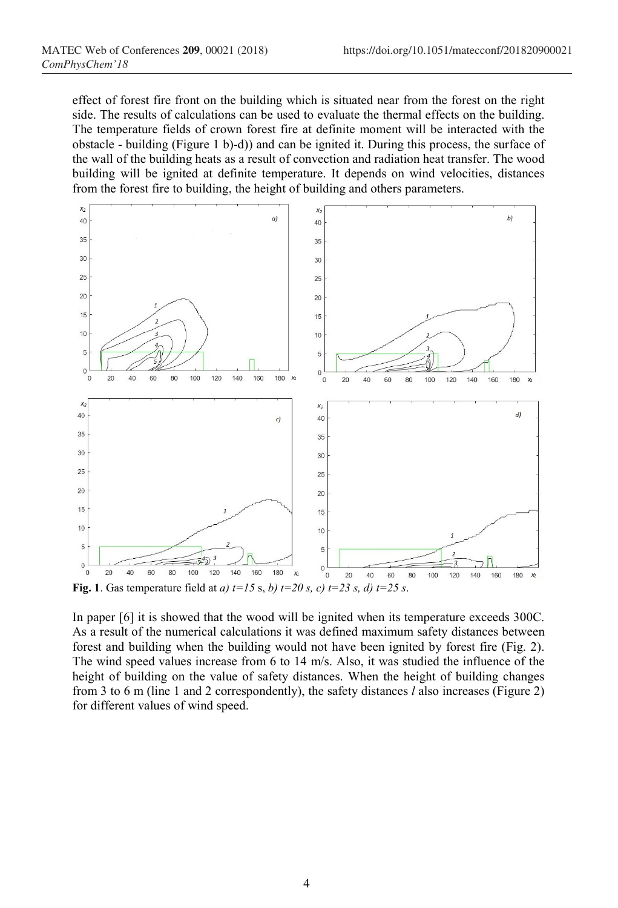effect of forest fire front on the building which is situated near from the forest on the right side. The results of calculations can be used to evaluate the thermal effects on the building. The temperature fields of crown forest fire at definite moment will be interacted with the obstacle - building (Figure 1 b)-d)) and can be ignited it. During this process, the surface of the wall of the building heats as a result of convection and radiation heat transfer. The wood building will be ignited at definite temperature. It depends on wind velocities, distances from the forest fire to building, the height of building and others parameters.

**Fig. 1**. Gas temperature field at *a) t=15* s, *b) t=20 s, c) t=23 s, d) t=25 s*.

In paper [6] it is showed that the wood will be ignited when its temperature exceeds 300C. As a result of the numerical calculations it was defined maximum safety distances between forest and building when the building would not have been ignited by forest fire (Fig. 2). The wind speed values increase from 6 to 14 m/s. Also, it was studied the influence of the height of building on the value of safety distances. When the height of building changes from 3 to 6 m (line 1 and 2 correspondently), the safety distances $l$ also increases (Figure 2) for different values of wind speed.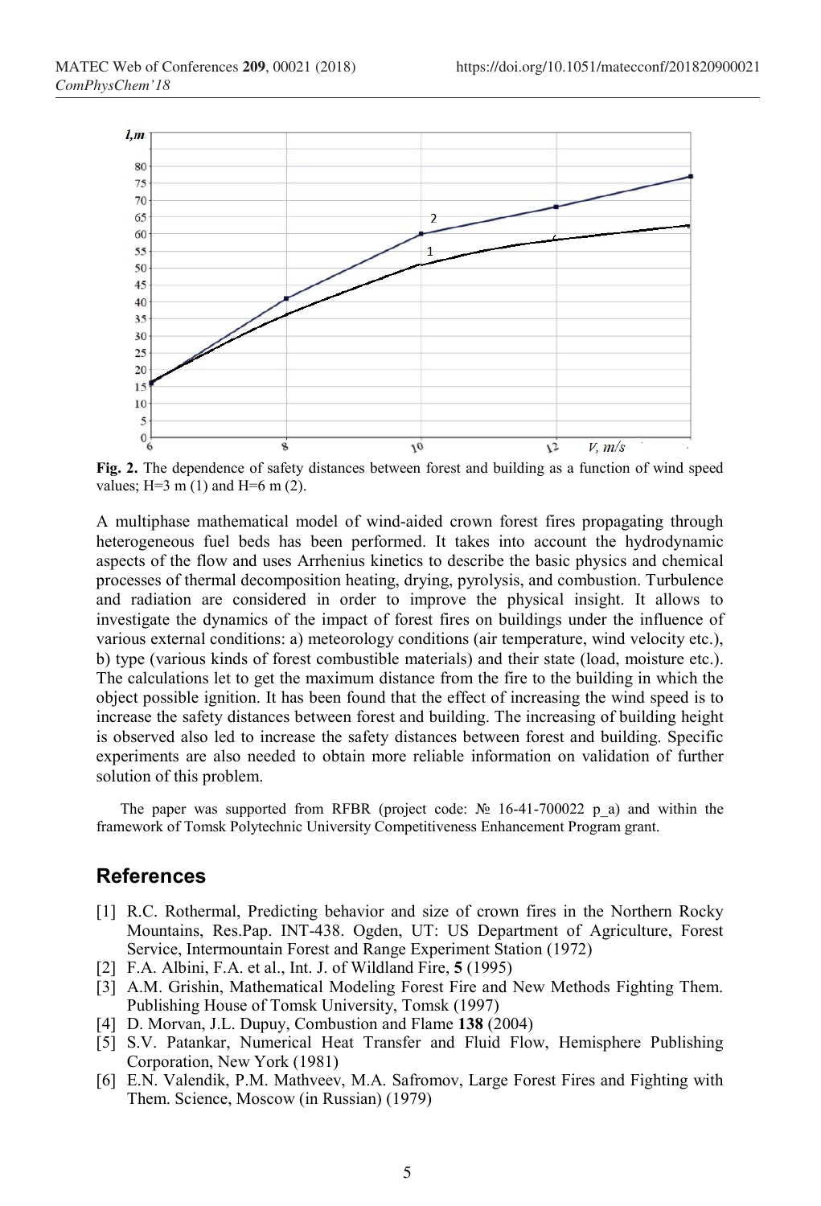l,m

80
75
70
65
60
55
50
45
40
35
30
25
20
15
10
5
0

6 8 10 12 V, m/s

2

1

**Fig. 2.** The dependence of safety distances between forest and building as a function of wind speed values; H=3 m (1) and H=6 m (2).

A multiphase mathematical model of wind-aided crown forest fires propagating through heterogeneous fuel beds has been performed. It takes into account the hydrodynamic aspects of the flow and uses Arrhenius kinetics to describe the basic physics and chemical processes of thermal decomposition heating, drying, pyrolysis, and combustion. Turbulence and radiation are considered in order to improve the physical insight. It allows to investigate the dynamics of the impact of forest fires on buildings under the influence of various external conditions: a) meteorology conditions (air temperature, wind velocity etc.), b) type (various kinds of forest combustible materials) and their state (load, moisture etc.). The calculations let to get the maximum distance from the fire to the building in which the object possible ignition. It has been found that the effect of increasing the wind speed is to increase the safety distances between forest and building. The increasing of building height is observed also led to increase the safety distances between forest and building. Specific experiments are also needed to obtain more reliable information on validation of further solution of this problem.

The paper was supported from RFBR (project code: № 16-41-700022 p_a) and within the framework of Tomsk Polytechnic University Competitiveness Enhancement Program grant.

## References

[1] R.C. Rothermal, Predicting behavior and size of crown fires in the Northern Rocky Mountains, Res.Pap. INT-438. Ogden, UT: US Department of Agriculture, Forest Service, Intermountain Forest and Range Experiment Station (1972)
[2] F.A. Albini, F.A. et al., Int. J. of Wildland Fire, **5** (1995)
[3] A.M. Grishin, Mathematical Modeling Forest Fire and New Methods Fighting Them. Publishing House of Tomsk University, Tomsk (1997)
[4] D. Morvan, J.L. Dupuy, Combustion and Flame **138** (2004)
[5] S.V. Patankar, Numerical Heat Transfer and Fluid Flow, Hemisphere Publishing Corporation, New York (1981)
[6] E.N. Valendik, P.M. Mathveev, M.A. Safromov, Large Forest Fires and Fighting with Them. Science, Moscow (in Russian) (1979)